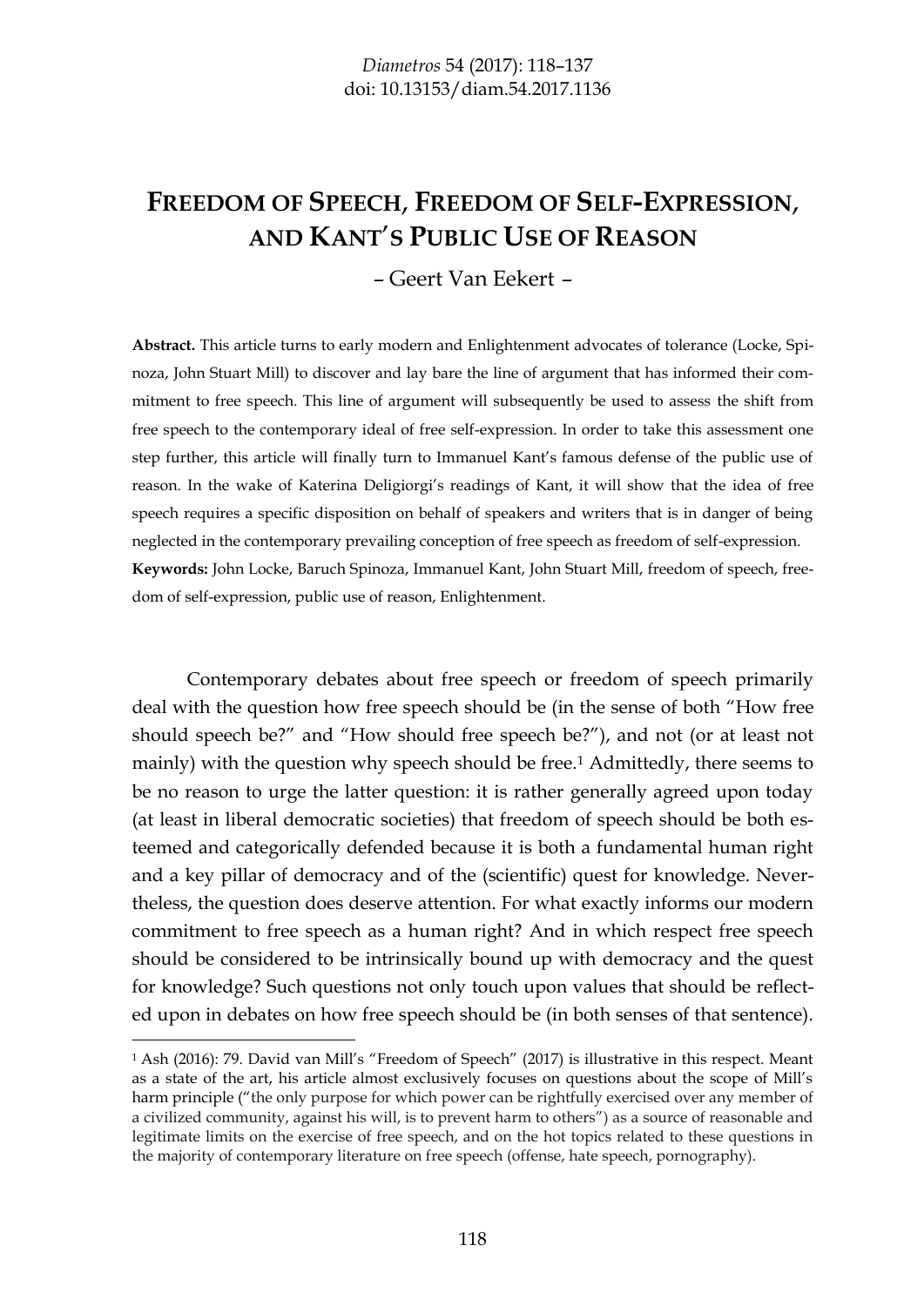# FREEDOM OF SPEECH, FREEDOM OF SELF-EXPRESSION, AND KANT'S PUBLIC USE OF REASON

– Geert Van Eekert –

**Abstract.** This article turns to early modern and Enlightenment advocates of tolerance (Locke, Spinoza, John Stuart Mill) to discover and lay bare the line of argument that has informed their commitment to free speech. This line of argument will subsequently be used to assess the shift from free speech to the contemporary ideal of free self-expression. In order to take this assessment one step further, this article will finally turn to Immanuel Kant's famous defense of the public use of reason. In the wake of Katerina Deligiorgi's readings of Kant, it will show that the idea of free speech requires a specific disposition on behalf of speakers and writers that is in danger of being neglected in the contemporary prevailing conception of free speech as freedom of self-expression.

**Keywords:** John Locke, Baruch Spinoza, Immanuel Kant, John Stuart Mill, freedom of speech, freedom of self-expression, public use of reason, Enlightenment.

Contemporary debates about free speech or freedom of speech primarily deal with the question how free speech should be (in the sense of both "How free should speech be?" and "How should free speech be?"), and not (or at least not mainly) with the question why speech should be free.[1] Admittedly, there seems to be no reason to urge the latter question: it is rather generally agreed upon today (at least in liberal democratic societies) that freedom of speech should be both esteemed and categorically defended because it is both a fundamental human right and a key pillar of democracy and of the (scientific) quest for knowledge. Nevertheless, the question does deserve attention. For what exactly informs our modern commitment to free speech as a human right? And in which respect free speech should be considered to be intrinsically bound up with democracy and the quest for knowledge? Such questions not only touch upon values that should be reflected upon in debates on how free speech should be (in both senses of that sentence).

[1] Ash (2016): 79. David van Mill's "Freedom of Speech" (2017) is illustrative in this respect. Meant as a state of the art, his article almost exclusively focuses on questions about the scope of Mill's harm principle ("the only purpose for which power can be rightfully exercised over any member of a civilized community, against his will, is to prevent harm to others") as a source of reasonable and legitimate limits on the exercise of free speech, and on the hot topics related to these questions in the majority of contemporary literature on free speech (offense, hate speech, pornography).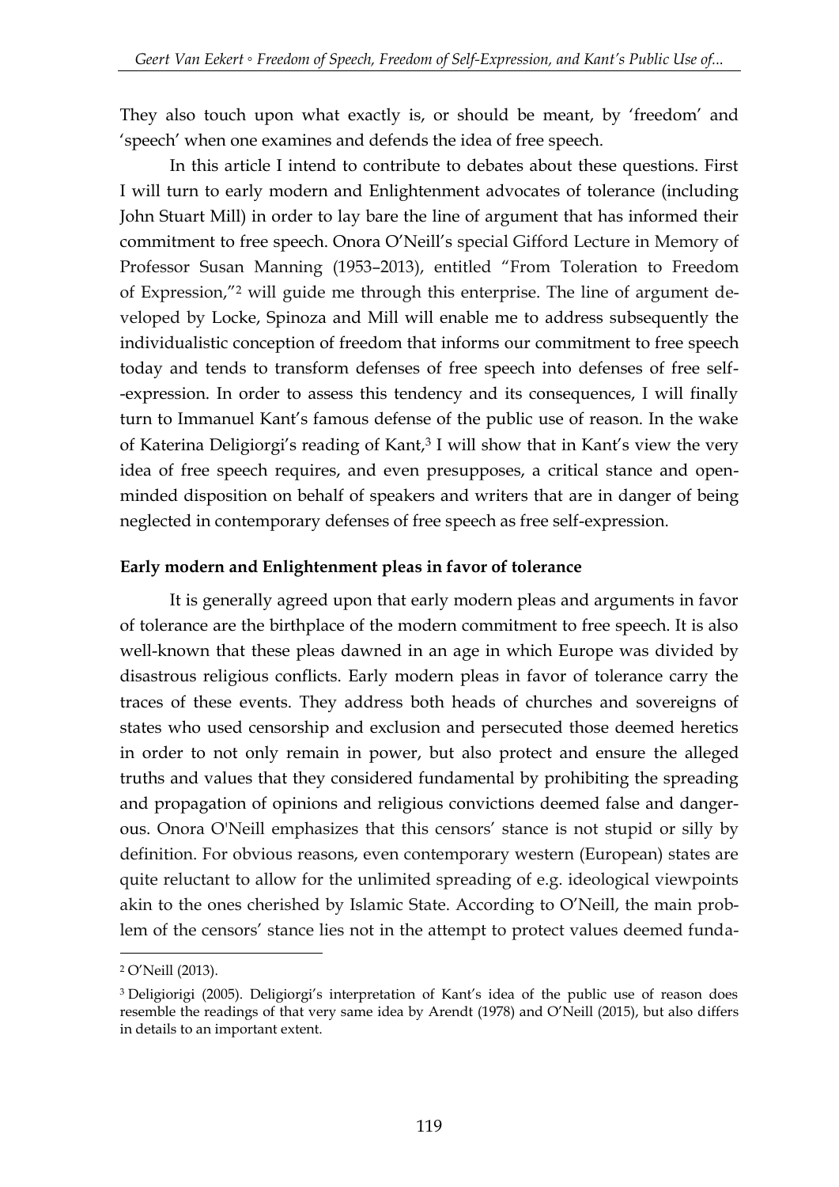They also touch upon what exactly is, or should be meant, by 'freedom' and 'speech' when one examines and defends the idea of free speech.

In this article I intend to contribute to debates about these questions. First I will turn to early modern and Enlightenment advocates of tolerance (including John Stuart Mill) in order to lay bare the line of argument that has informed their commitment to free speech. Onora O'Neill's special Gifford Lecture in Memory of Professor Susan Manning (1953–2013), entitled "From Toleration to Freedom of Expression,"[2] will guide me through this enterprise. The line of argument developed by Locke, Spinoza and Mill will enable me to address subsequently the individualistic conception of freedom that informs our commitment to free speech today and tends to transform defenses of free speech into defenses of free self-expression. In order to assess this tendency and its consequences, I will finally turn to Immanuel Kant's famous defense of the public use of reason. In the wake of Katerina Deligiorgi's reading of Kant,[3] I will show that in Kant's view the very idea of free speech requires, and even presupposes, a critical stance and open-minded disposition on behalf of speakers and writers that are in danger of being neglected in contemporary defenses of free speech as free self-expression.

**Early modern and Enlightenment pleas in favor of tolerance**

It is generally agreed upon that early modern pleas and arguments in favor of tolerance are the birthplace of the modern commitment to free speech. It is also well-known that these pleas dawned in an age in which Europe was divided by disastrous religious conflicts. Early modern pleas in favor of tolerance carry the traces of these events. They address both heads of churches and sovereigns of states who used censorship and exclusion and persecuted those deemed heretics in order to not only remain in power, but also protect and ensure the alleged truths and values that they considered fundamental by prohibiting the spreading and propagation of opinions and religious convictions deemed false and dangerous. Onora O'Neill emphasizes that this censors' stance is not stupid or silly by definition. For obvious reasons, even contemporary western (European) states are quite reluctant to allow for the unlimited spreading of e.g. ideological viewpoints akin to the ones cherished by Islamic State. According to O'Neill, the main problem of the censors' stance lies not in the attempt to protect values deemed funda-

[2] O'Neill (2013).

[3] Deligiorigi (2005). Deligiorgi's interpretation of Kant's idea of the public use of reason does resemble the readings of that very same idea by Arendt (1978) and O'Neill (2015), but also differs in details to an important extent.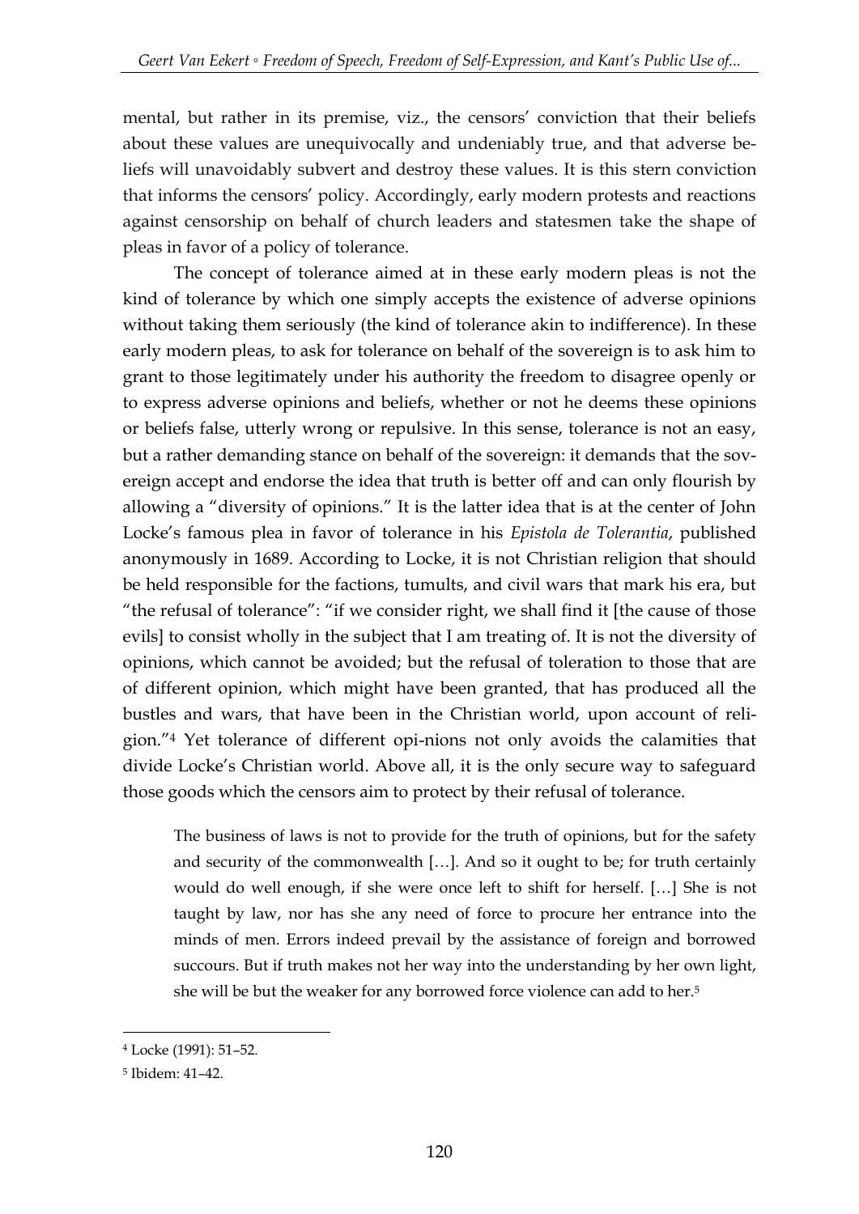mental, but rather in its premise, viz., the censors' conviction that their beliefs about these values are unequivocally and undeniably true, and that adverse beliefs will unavoidably subvert and destroy these values. It is this stern conviction that informs the censors' policy. Accordingly, early modern protests and reactions against censorship on behalf of church leaders and statesmen take the shape of pleas in favor of a policy of tolerance.

The concept of tolerance aimed at in these early modern pleas is not the kind of tolerance by which one simply accepts the existence of adverse opinions without taking them seriously (the kind of tolerance akin to indifference). In these early modern pleas, to ask for tolerance on behalf of the sovereign is to ask him to grant to those legitimately under his authority the freedom to disagree openly or to express adverse opinions and beliefs, whether or not he deems these opinions or beliefs false, utterly wrong or repulsive. In this sense, tolerance is not an easy, but a rather demanding stance on behalf of the sovereign: it demands that the sovereign accept and endorse the idea that truth is better off and can only flourish by allowing a "diversity of opinions." It is the latter idea that is at the center of John Locke's famous plea in favor of tolerance in his *Epistola de Tolerantia*, published anonymously in 1689. According to Locke, it is not Christian religion that should be held responsible for the factions, tumults, and civil wars that mark his era, but "the refusal of tolerance": "if we consider right, we shall find it [the cause of those evils] to consist wholly in the subject that I am treating of. It is not the diversity of opinions, which cannot be avoided; but the refusal of toleration to those that are of different opinion, which might have been granted, that has produced all the bustles and wars, that have been in the Christian world, upon account of religion."[4] Yet tolerance of different opi-nions not only avoids the calamities that divide Locke's Christian world. Above all, it is the only secure way to safeguard those goods which the censors aim to protect by their refusal of tolerance.

> The business of laws is not to provide for the truth of opinions, but for the safety and security of the commonwealth […]. And so it ought to be; for truth certainly would do well enough, if she were once left to shift for herself. […] She is not taught by law, nor has she any need of force to procure her entrance into the minds of men. Errors indeed prevail by the assistance of foreign and borrowed succours. But if truth makes not her way into the understanding by her own light, she will be but the weaker for any borrowed force violence can add to her.[5]

---

[4] Locke (1991): 51–52.

[5] Ibidem: 41–42.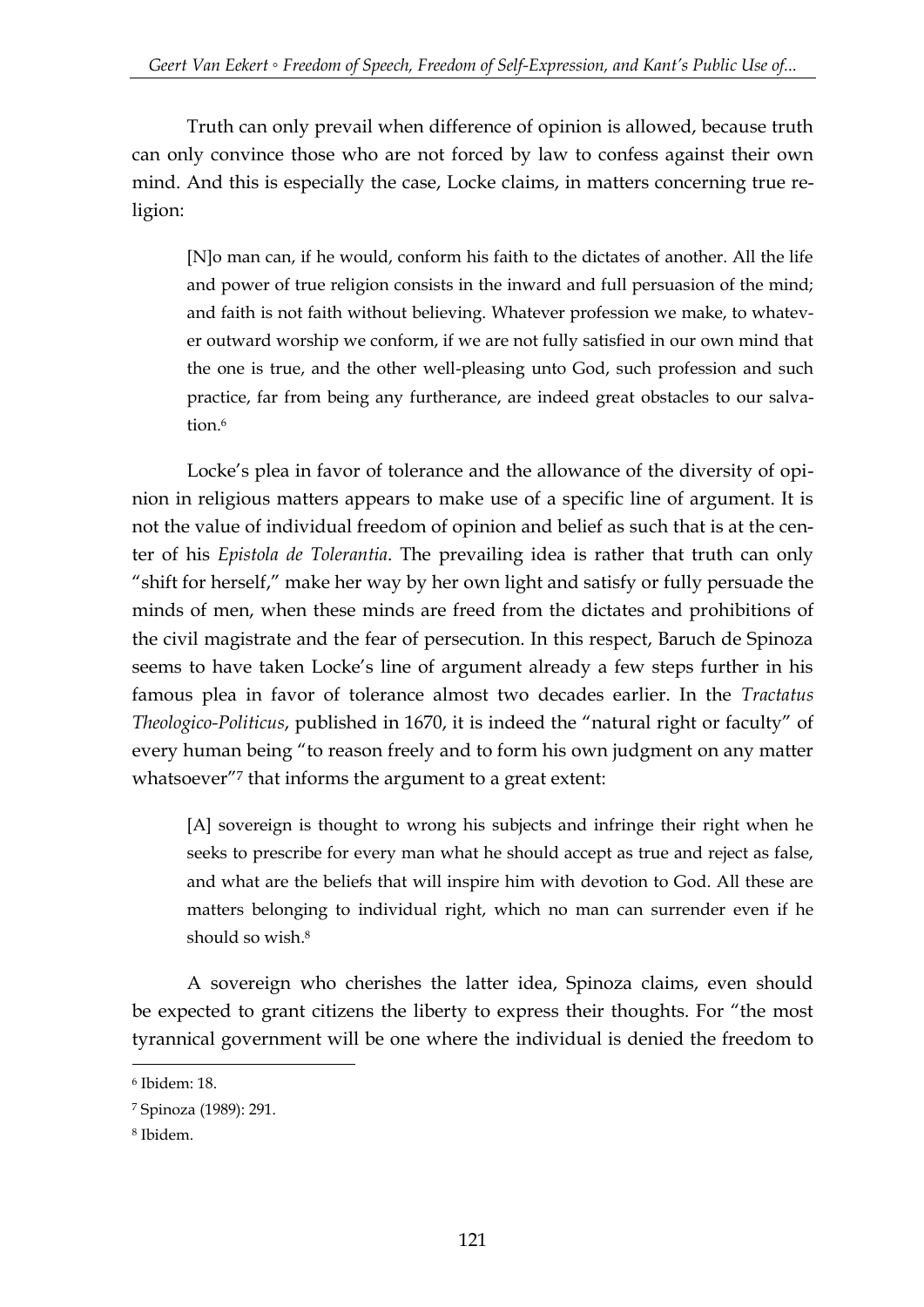Truth can only prevail when difference of opinion is allowed, because truth can only convince those who are not forced by law to confess against their own mind. And this is especially the case, Locke claims, in matters concerning true religion:

> [N]o man can, if he would, conform his faith to the dictates of another. All the life and power of true religion consists in the inward and full persuasion of the mind; and faith is not faith without believing. Whatever profession we make, to whatever outward worship we conform, if we are not fully satisfied in our own mind that the one is true, and the other well-pleasing unto God, such profession and such practice, far from being any furtherance, are indeed great obstacles to our salvation.[6]

Locke's plea in favor of tolerance and the allowance of the diversity of opinion in religious matters appears to make use of a specific line of argument. It is not the value of individual freedom of opinion and belief as such that is at the center of his *Epistola de Tolerantia*. The prevailing idea is rather that truth can only "shift for herself," make her way by her own light and satisfy or fully persuade the minds of men, when these minds are freed from the dictates and prohibitions of the civil magistrate and the fear of persecution. In this respect, Baruch de Spinoza seems to have taken Locke's line of argument already a few steps further in his famous plea in favor of tolerance almost two decades earlier. In the *Tractatus Theologico-Politicus*, published in 1670, it is indeed the "natural right or faculty" of every human being "to reason freely and to form his own judgment on any matter whatsoever"[7] that informs the argument to a great extent:

> [A] sovereign is thought to wrong his subjects and infringe their right when he seeks to prescribe for every man what he should accept as true and reject as false, and what are the beliefs that will inspire him with devotion to God. All these are matters belonging to individual right, which no man can surrender even if he should so wish.[8]

A sovereign who cherishes the latter idea, Spinoza claims, even should be expected to grant citizens the liberty to express their thoughts. For "the most tyrannical government will be one where the individual is denied the freedom to

---

[6] Ibidem: 18.

[7] Spinoza (1989): 291.

[8] Ibidem.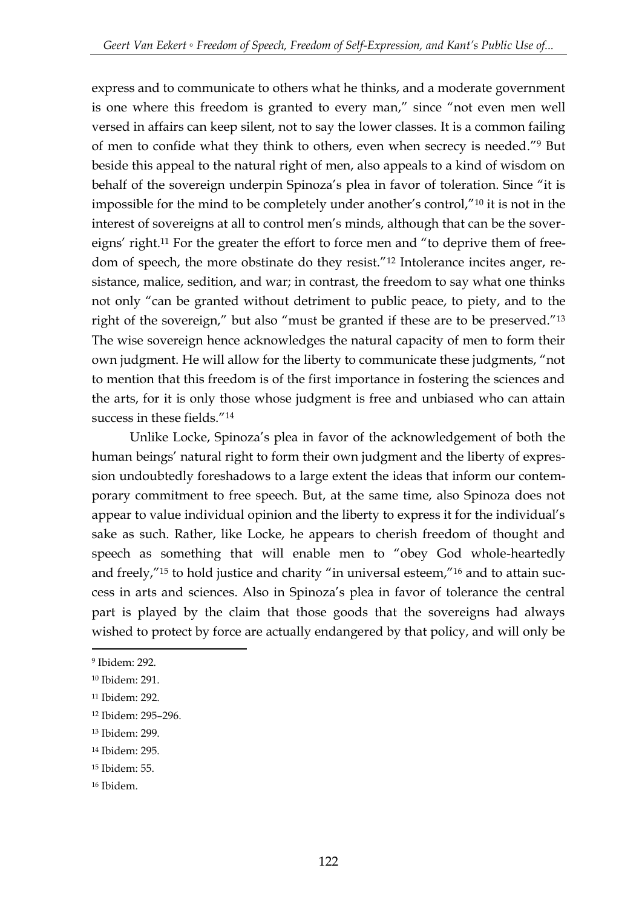express and to communicate to others what he thinks, and a moderate government is one where this freedom is granted to every man," since "not even men well versed in affairs can keep silent, not to say the lower classes. It is a common failing of men to confide what they think to others, even when secrecy is needed."[9] But beside this appeal to the natural right of men, also appeals to a kind of wisdom on behalf of the sovereign underpin Spinoza's plea in favor of toleration. Since "it is impossible for the mind to be completely under another's control,"[10] it is not in the interest of sovereigns at all to control men's minds, although that can be the sovereigns' right.[11] For the greater the effort to force men and "to deprive them of freedom of speech, the more obstinate do they resist."[12] Intolerance incites anger, resistance, malice, sedition, and war; in contrast, the freedom to say what one thinks not only "can be granted without detriment to public peace, to piety, and to the right of the sovereign," but also "must be granted if these are to be preserved."[13] The wise sovereign hence acknowledges the natural capacity of men to form their own judgment. He will allow for the liberty to communicate these judgments, "not to mention that this freedom is of the first importance in fostering the sciences and the arts, for it is only those whose judgment is free and unbiased who can attain success in these fields."[14]

Unlike Locke, Spinoza's plea in favor of the acknowledgement of both the human beings' natural right to form their own judgment and the liberty of expression undoubtedly foreshadows to a large extent the ideas that inform our contemporary commitment to free speech. But, at the same time, also Spinoza does not appear to value individual opinion and the liberty to express it for the individual's sake as such. Rather, like Locke, he appears to cherish freedom of thought and speech as something that will enable men to "obey God whole-heartedly and freely,"[15] to hold justice and charity "in universal esteem,"[16] and to attain success in arts and sciences. Also in Spinoza's plea in favor of tolerance the central part is played by the claim that those goods that the sovereigns had always wished to protect by force are actually endangered by that policy, and will only be

---

[9] Ibidem: 292.

[10] Ibidem: 291.

[11] Ibidem: 292.

[12] Ibidem: 295–296.

[13] Ibidem: 299.

[14] Ibidem: 295.

[15] Ibidem: 55.

[16] Ibidem.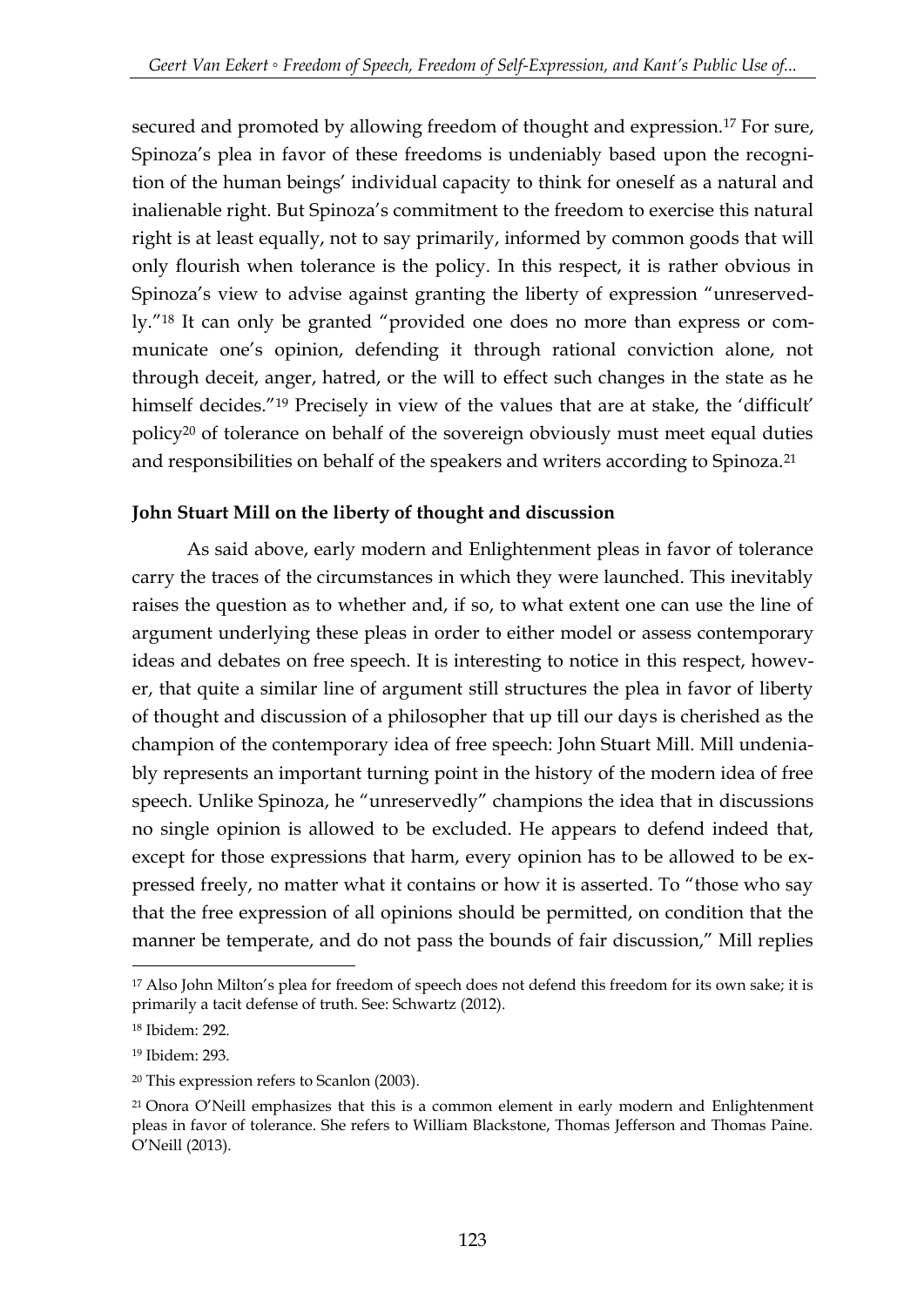secured and promoted by allowing freedom of thought and expression.[17] For sure, Spinoza's plea in favor of these freedoms is undeniably based upon the recognition of the human beings' individual capacity to think for oneself as a natural and inalienable right. But Spinoza's commitment to the freedom to exercise this natural right is at least equally, not to say primarily, informed by common goods that will only flourish when tolerance is the policy. In this respect, it is rather obvious in Spinoza's view to advise against granting the liberty of expression "unreservedly."[18] It can only be granted "provided one does no more than express or communicate one's opinion, defending it through rational conviction alone, not through deceit, anger, hatred, or the will to effect such changes in the state as he himself decides."[19] Precisely in view of the values that are at stake, the 'difficult' policy[20] of tolerance on behalf of the sovereign obviously must meet equal duties and responsibilities on behalf of the speakers and writers according to Spinoza.[21]

**John Stuart Mill on the liberty of thought and discussion**

As said above, early modern and Enlightenment pleas in favor of tolerance carry the traces of the circumstances in which they were launched. This inevitably raises the question as to whether and, if so, to what extent one can use the line of argument underlying these pleas in order to either model or assess contemporary ideas and debates on free speech. It is interesting to notice in this respect, however, that quite a similar line of argument still structures the plea in favor of liberty of thought and discussion of a philosopher that up till our days is cherished as the champion of the contemporary idea of free speech: John Stuart Mill. Mill undeniably represents an important turning point in the history of the modern idea of free speech. Unlike Spinoza, he "unreservedly" champions the idea that in discussions no single opinion is allowed to be excluded. He appears to defend indeed that, except for those expressions that harm, every opinion has to be allowed to be expressed freely, no matter what it contains or how it is asserted. To "those who say that the free expression of all opinions should be permitted, on condition that the manner be temperate, and do not pass the bounds of fair discussion," Mill replies

[17] Also John Milton's plea for freedom of speech does not defend this freedom for its own sake; it is primarily a tacit defense of truth. See: Schwartz (2012).

[18] Ibidem: 292.

[19] Ibidem: 293.

[20] This expression refers to Scanlon (2003).

[21] Onora O'Neill emphasizes that this is a common element in early modern and Enlightenment pleas in favor of tolerance. She refers to William Blackstone, Thomas Jefferson and Thomas Paine. O'Neill (2013).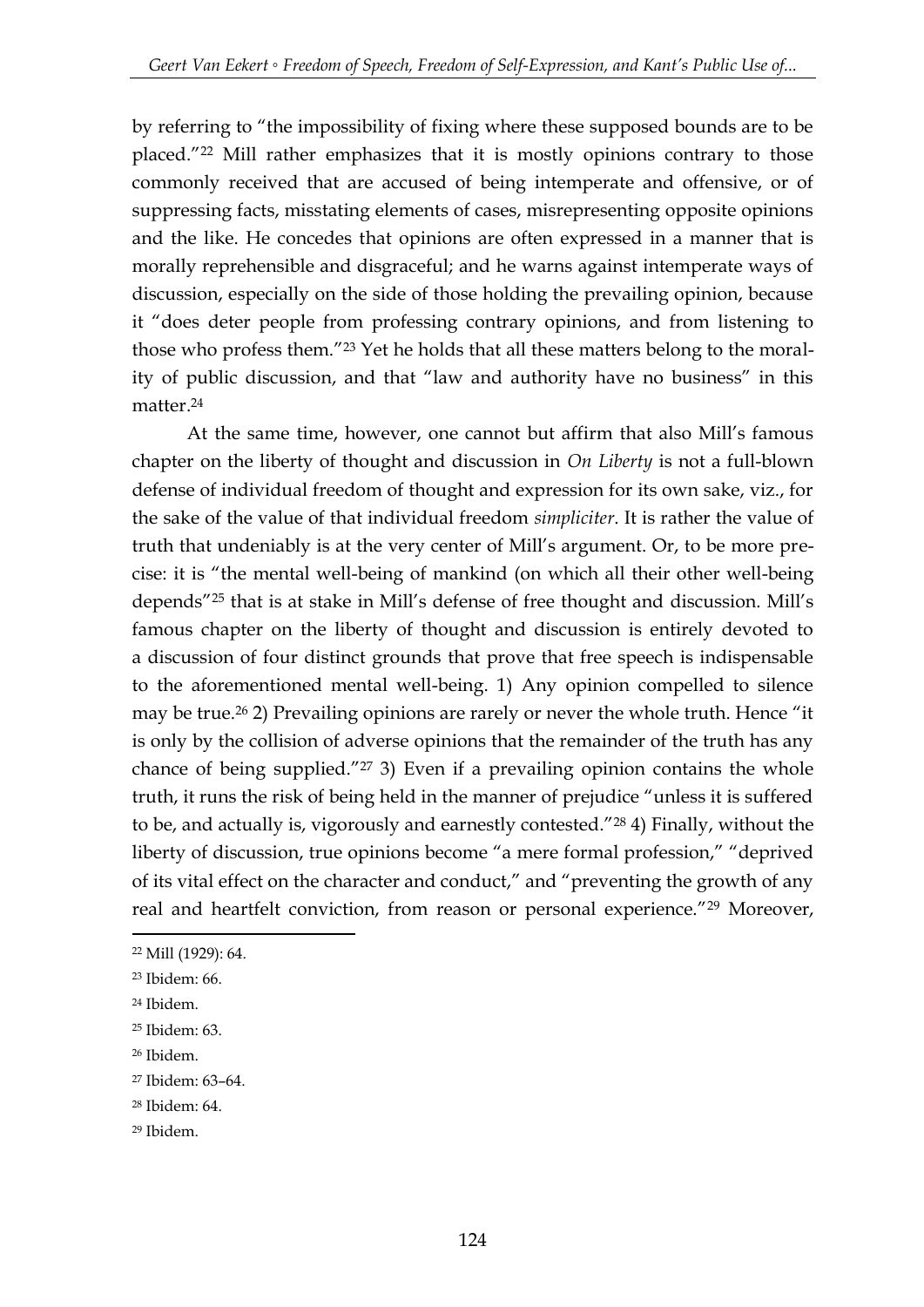by referring to "the impossibility of fixing where these supposed bounds are to be placed."[22] Mill rather emphasizes that it is mostly opinions contrary to those commonly received that are accused of being intemperate and offensive, or of suppressing facts, misstating elements of cases, misrepresenting opposite opinions and the like. He concedes that opinions are often expressed in a manner that is morally reprehensible and disgraceful; and he warns against intemperate ways of discussion, especially on the side of those holding the prevailing opinion, because it "does deter people from professing contrary opinions, and from listening to those who profess them."[23] Yet he holds that all these matters belong to the morality of public discussion, and that "law and authority have no business" in this matter.[24]

At the same time, however, one cannot but affirm that also Mill's famous chapter on the liberty of thought and discussion in *On Liberty* is not a full-blown defense of individual freedom of thought and expression for its own sake, viz., for the sake of the value of that individual freedom *simpliciter*. It is rather the value of truth that undeniably is at the very center of Mill's argument. Or, to be more precise: it is "the mental well-being of mankind (on which all their other well-being depends"[25] that is at stake in Mill's defense of free thought and discussion. Mill's famous chapter on the liberty of thought and discussion is entirely devoted to a discussion of four distinct grounds that prove that free speech is indispensable to the aforementioned mental well-being. 1) Any opinion compelled to silence may be true.[26] 2) Prevailing opinions are rarely or never the whole truth. Hence "it is only by the collision of adverse opinions that the remainder of the truth has any chance of being supplied."[27] 3) Even if a prevailing opinion contains the whole truth, it runs the risk of being held in the manner of prejudice "unless it is suffered to be, and actually is, vigorously and earnestly contested."[28] 4) Finally, without the liberty of discussion, true opinions become "a mere formal profession," "deprived of its vital effect on the character and conduct," and "preventing the growth of any real and heartfelt conviction, from reason or personal experience."[29] Moreover,

[22] Mill (1929): 64.

[23] Ibidem: 66.

[24] Ibidem.

[25] Ibidem: 63.

[26] Ibidem.

[27] Ibidem: 63–64.

[28] Ibidem: 64.

[29] Ibidem.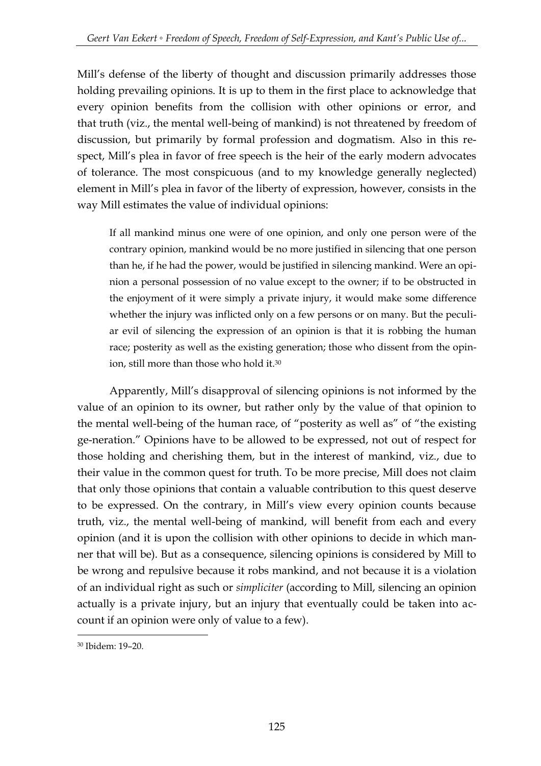Mill's defense of the liberty of thought and discussion primarily addresses those holding prevailing opinions. It is up to them in the first place to acknowledge that every opinion benefits from the collision with other opinions or error, and that truth (viz., the mental well-being of mankind) is not threatened by freedom of discussion, but primarily by formal profession and dogmatism. Also in this respect, Mill's plea in favor of free speech is the heir of the early modern advocates of tolerance. The most conspicuous (and to my knowledge generally neglected) element in Mill's plea in favor of the liberty of expression, however, consists in the way Mill estimates the value of individual opinions:

> If all mankind minus one were of one opinion, and only one person were of the contrary opinion, mankind would be no more justified in silencing that one person than he, if he had the power, would be justified in silencing mankind. Were an opinion a personal possession of no value except to the owner; if to be obstructed in the enjoyment of it were simply a private injury, it would make some difference whether the injury was inflicted only on a few persons or on many. But the peculiar evil of silencing the expression of an opinion is that it is robbing the human race; posterity as well as the existing generation; those who dissent from the opinion, still more than those who hold it.[30]

Apparently, Mill's disapproval of silencing opinions is not informed by the value of an opinion to its owner, but rather only by the value of that opinion to the mental well-being of the human race, of "posterity as well as" of "the existing ge-neration." Opinions have to be allowed to be expressed, not out of respect for those holding and cherishing them, but in the interest of mankind, viz., due to their value in the common quest for truth. To be more precise, Mill does not claim that only those opinions that contain a valuable contribution to this quest deserve to be expressed. On the contrary, in Mill's view every opinion counts because truth, viz., the mental well-being of mankind, will benefit from each and every opinion (and it is upon the collision with other opinions to decide in which manner that will be). But as a consequence, silencing opinions is considered by Mill to be wrong and repulsive because it robs mankind, and not because it is a violation of an individual right as such or *simpliciter* (according to Mill, silencing an opinion actually is a private injury, but an injury that eventually could be taken into account if an opinion were only of value to a few).

[30] Ibidem: 19–20.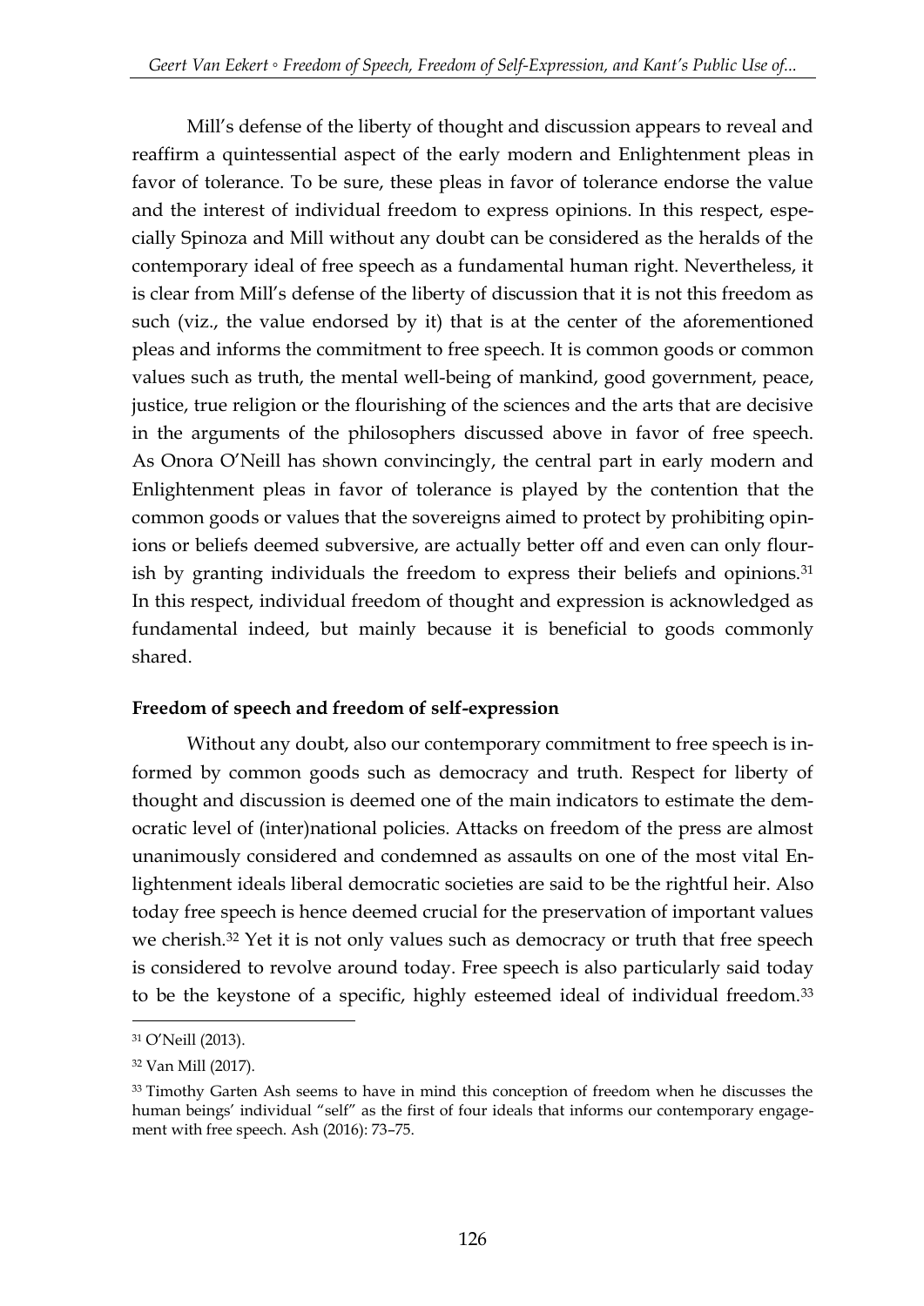Mill's defense of the liberty of thought and discussion appears to reveal and reaffirm a quintessential aspect of the early modern and Enlightenment pleas in favor of tolerance. To be sure, these pleas in favor of tolerance endorse the value and the interest of individual freedom to express opinions. In this respect, especially Spinoza and Mill without any doubt can be considered as the heralds of the contemporary ideal of free speech as a fundamental human right. Nevertheless, it is clear from Mill's defense of the liberty of discussion that it is not this freedom as such (viz., the value endorsed by it) that is at the center of the aforementioned pleas and informs the commitment to free speech. It is common goods or common values such as truth, the mental well-being of mankind, good government, peace, justice, true religion or the flourishing of the sciences and the arts that are decisive in the arguments of the philosophers discussed above in favor of free speech. As Onora O'Neill has shown convincingly, the central part in early modern and Enlightenment pleas in favor of tolerance is played by the contention that the common goods or values that the sovereigns aimed to protect by prohibiting opinions or beliefs deemed subversive, are actually better off and even can only flourish by granting individuals the freedom to express their beliefs and opinions.[31] In this respect, individual freedom of thought and expression is acknowledged as fundamental indeed, but mainly because it is beneficial to goods commonly shared.

## Freedom of speech and freedom of self-expression

Without any doubt, also our contemporary commitment to free speech is informed by common goods such as democracy and truth. Respect for liberty of thought and discussion is deemed one of the main indicators to estimate the democratic level of (inter)national policies. Attacks on freedom of the press are almost unanimously considered and condemned as assaults on one of the most vital Enlightenment ideals liberal democratic societies are said to be the rightful heir. Also today free speech is hence deemed crucial for the preservation of important values we cherish.[32] Yet it is not only values such as democracy or truth that free speech is considered to revolve around today. Free speech is also particularly said today to be the keystone of a specific, highly esteemed ideal of individual freedom.[33]

---

[31] O'Neill (2013).

[32] Van Mill (2017).

[33] Timothy Garten Ash seems to have in mind this conception of freedom when he discusses the human beings' individual "self" as the first of four ideals that informs our contemporary engagement with free speech. Ash (2016): 73–75.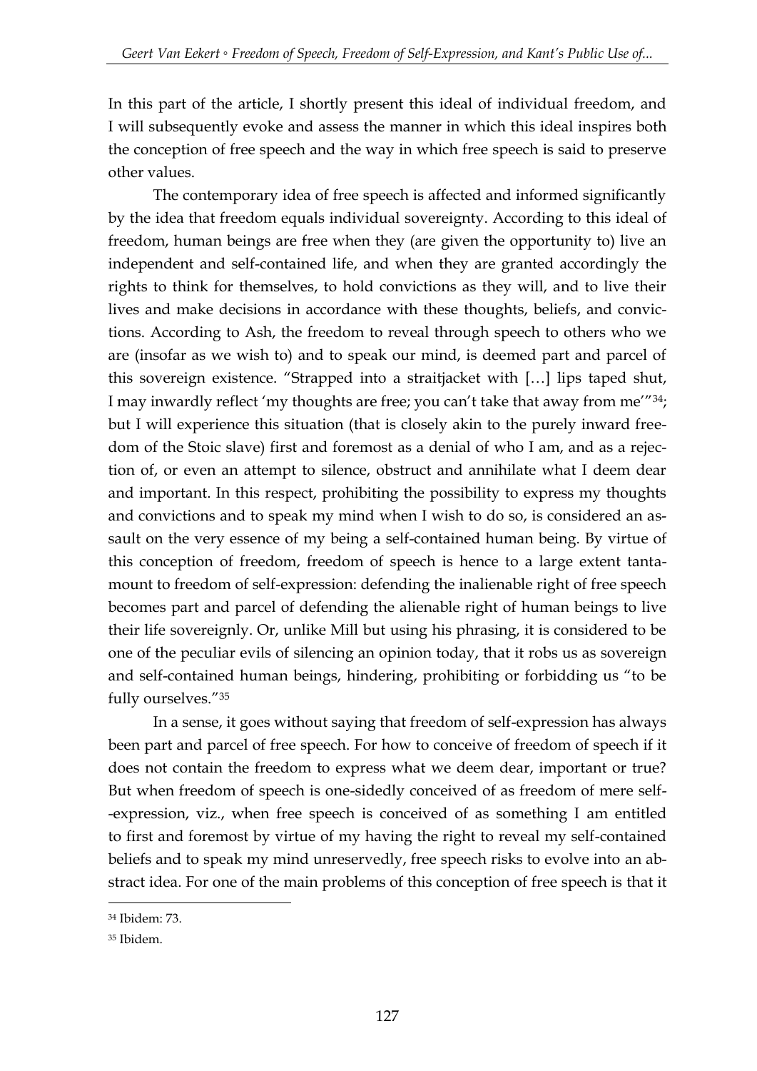In this part of the article, I shortly present this ideal of individual freedom, and I will subsequently evoke and assess the manner in which this ideal inspires both the conception of free speech and the way in which free speech is said to preserve other values.

The contemporary idea of free speech is affected and informed significantly by the idea that freedom equals individual sovereignty. According to this ideal of freedom, human beings are free when they (are given the opportunity to) live an independent and self-contained life, and when they are granted accordingly the rights to think for themselves, to hold convictions as they will, and to live their lives and make decisions in accordance with these thoughts, beliefs, and convictions. According to Ash, the freedom to reveal through speech to others who we are (insofar as we wish to) and to speak our mind, is deemed part and parcel of this sovereign existence. "Strapped into a straitjacket with […] lips taped shut, I may inwardly reflect 'my thoughts are free; you can't take that away from me'"[34]; but I will experience this situation (that is closely akin to the purely inward freedom of the Stoic slave) first and foremost as a denial of who I am, and as a rejection of, or even an attempt to silence, obstruct and annihilate what I deem dear and important. In this respect, prohibiting the possibility to express my thoughts and convictions and to speak my mind when I wish to do so, is considered an assault on the very essence of my being a self-contained human being. By virtue of this conception of freedom, freedom of speech is hence to a large extent tantamount to freedom of self-expression: defending the inalienable right of free speech becomes part and parcel of defending the alienable right of human beings to live their life sovereignly. Or, unlike Mill but using his phrasing, it is considered to be one of the peculiar evils of silencing an opinion today, that it robs us as sovereign and self-contained human beings, hindering, prohibiting or forbidding us "to be fully ourselves."[35]

In a sense, it goes without saying that freedom of self-expression has always been part and parcel of free speech. For how to conceive of freedom of speech if it does not contain the freedom to express what we deem dear, important or true? But when freedom of speech is one-sidedly conceived of as freedom of mere self-expression, viz., when free speech is conceived of as something I am entitled to first and foremost by virtue of my having the right to reveal my self-contained beliefs and to speak my mind unreservedly, free speech risks to evolve into an abstract idea. For one of the main problems of this conception of free speech is that it

[34] Ibidem: 73.

[35] Ibidem.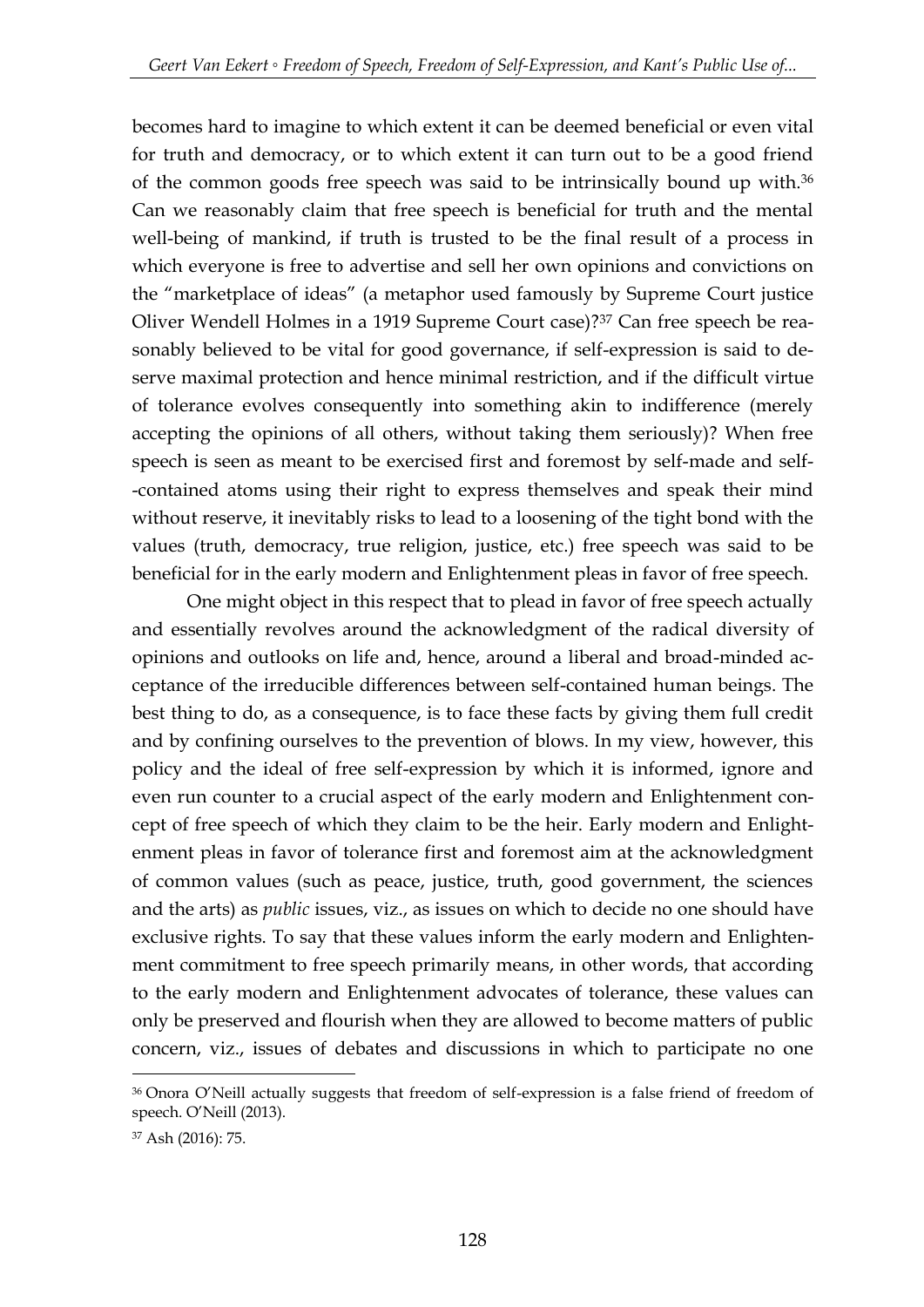becomes hard to imagine to which extent it can be deemed beneficial or even vital for truth and democracy, or to which extent it can turn out to be a good friend of the common goods free speech was said to be intrinsically bound up with.[36] Can we reasonably claim that free speech is beneficial for truth and the mental well-being of mankind, if truth is trusted to be the final result of a process in which everyone is free to advertise and sell her own opinions and convictions on the "marketplace of ideas" (a metaphor used famously by Supreme Court justice Oliver Wendell Holmes in a 1919 Supreme Court case)?[37] Can free speech be reasonably believed to be vital for good governance, if self-expression is said to deserve maximal protection and hence minimal restriction, and if the difficult virtue of tolerance evolves consequently into something akin to indifference (merely accepting the opinions of all others, without taking them seriously)? When free speech is seen as meant to be exercised first and foremost by self-made and self-contained atoms using their right to express themselves and speak their mind without reserve, it inevitably risks to lead to a loosening of the tight bond with the values (truth, democracy, true religion, justice, etc.) free speech was said to be beneficial for in the early modern and Enlightenment pleas in favor of free speech.

One might object in this respect that to plead in favor of free speech actually and essentially revolves around the acknowledgment of the radical diversity of opinions and outlooks on life and, hence, around a liberal and broad-minded acceptance of the irreducible differences between self-contained human beings. The best thing to do, as a consequence, is to face these facts by giving them full credit and by confining ourselves to the prevention of blows. In my view, however, this policy and the ideal of free self-expression by which it is informed, ignore and even run counter to a crucial aspect of the early modern and Enlightenment concept of free speech of which they claim to be the heir. Early modern and Enlightenment pleas in favor of tolerance first and foremost aim at the acknowledgment of common values (such as peace, justice, truth, good government, the sciences and the arts) as *public* issues, viz., as issues on which to decide no one should have exclusive rights. To say that these values inform the early modern and Enlightenment commitment to free speech primarily means, in other words, that according to the early modern and Enlightenment advocates of tolerance, these values can only be preserved and flourish when they are allowed to become matters of public concern, viz., issues of debates and discussions in which to participate no one

---

[36] Onora O'Neill actually suggests that freedom of self-expression is a false friend of freedom of speech. O'Neill (2013).

[37] Ash (2016): 75.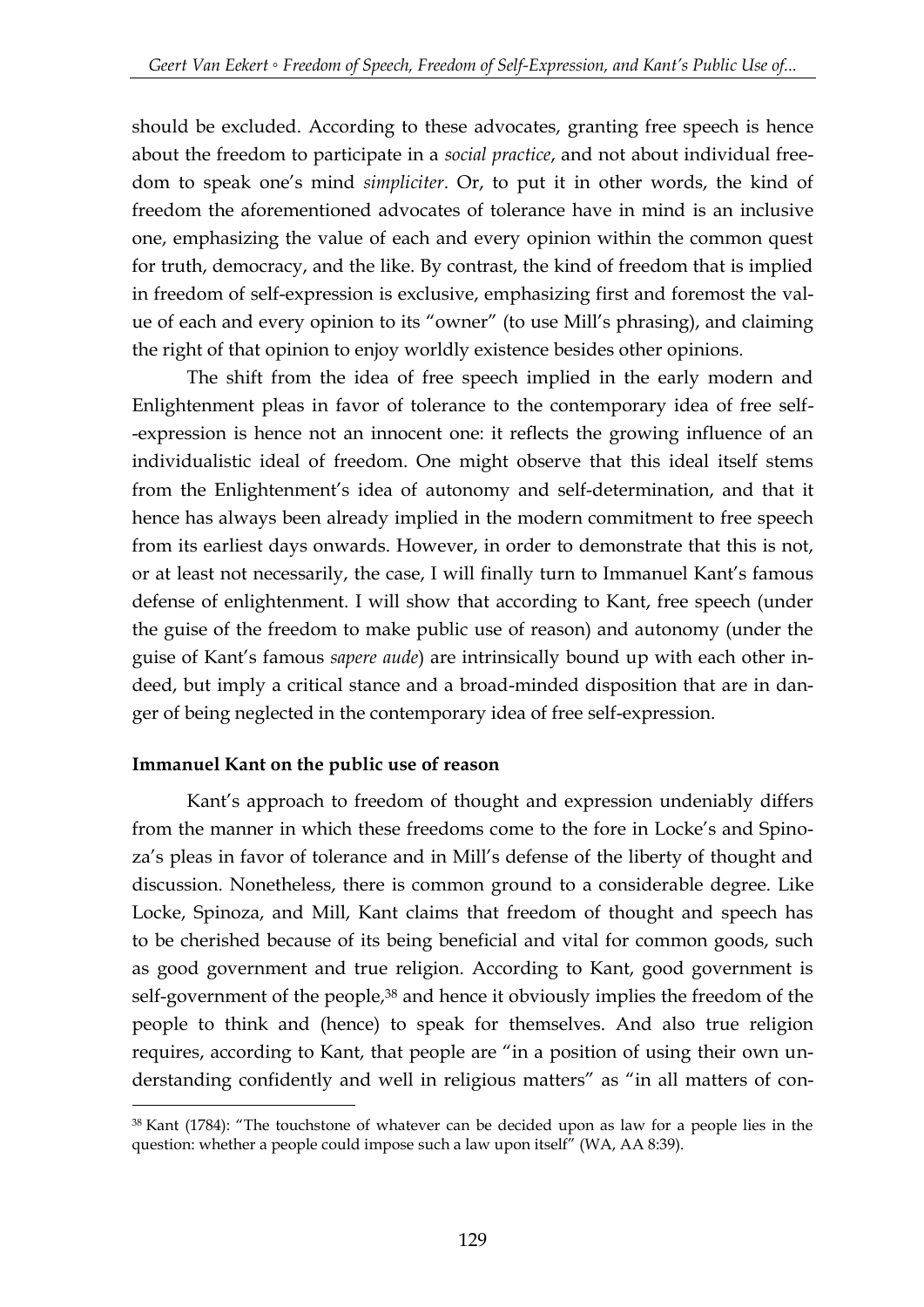should be excluded. According to these advocates, granting free speech is hence about the freedom to participate in a *social practice*, and not about individual freedom to speak one's mind *simpliciter*. Or, to put it in other words, the kind of freedom the aforementioned advocates of tolerance have in mind is an inclusive one, emphasizing the value of each and every opinion within the common quest for truth, democracy, and the like. By contrast, the kind of freedom that is implied in freedom of self-expression is exclusive, emphasizing first and foremost the value of each and every opinion to its "owner" (to use Mill's phrasing), and claiming the right of that opinion to enjoy worldly existence besides other opinions.

The shift from the idea of free speech implied in the early modern and Enlightenment pleas in favor of tolerance to the contemporary idea of free self-expression is hence not an innocent one: it reflects the growing influence of an individualistic ideal of freedom. One might observe that this ideal itself stems from the Enlightenment's idea of autonomy and self-determination, and that it hence has always been already implied in the modern commitment to free speech from its earliest days onwards. However, in order to demonstrate that this is not, or at least not necessarily, the case, I will finally turn to Immanuel Kant's famous defense of enlightenment. I will show that according to Kant, free speech (under the guise of the freedom to make public use of reason) and autonomy (under the guise of Kant's famous *sapere aude*) are intrinsically bound up with each other indeed, but imply a critical stance and a broad-minded disposition that are in danger of being neglected in the contemporary idea of free self-expression.

**Immanuel Kant on the public use of reason**

Kant's approach to freedom of thought and expression undeniably differs from the manner in which these freedoms come to the fore in Locke's and Spinoza's pleas in favor of tolerance and in Mill's defense of the liberty of thought and discussion. Nonetheless, there is common ground to a considerable degree. Like Locke, Spinoza, and Mill, Kant claims that freedom of thought and speech has to be cherished because of its being beneficial and vital for common goods, such as good government and true religion. According to Kant, good government is self-government of the people,[38] and hence it obviously implies the freedom of the people to think and (hence) to speak for themselves. And also true religion requires, according to Kant, that people are "in a position of using their own understanding confidently and well in religious matters" as "in all matters of con-

[38] Kant (1784): "The touchstone of whatever can be decided upon as law for a people lies in the question: whether a people could impose such a law upon itself" (WA, AA 8:39).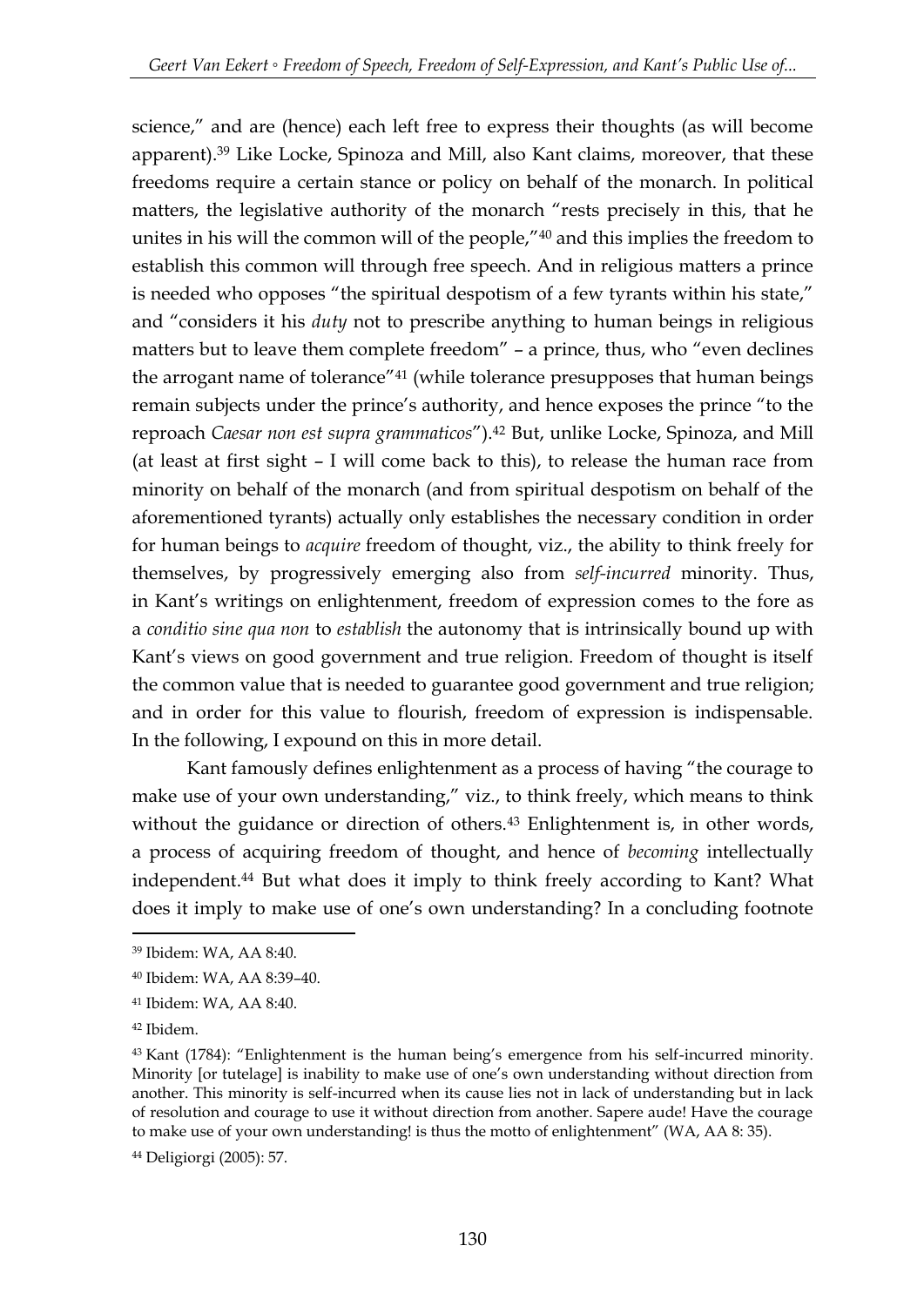science," and are (hence) each left free to express their thoughts (as will become apparent).[39] Like Locke, Spinoza and Mill, also Kant claims, moreover, that these freedoms require a certain stance or policy on behalf of the monarch. In political matters, the legislative authority of the monarch "rests precisely in this, that he unites in his will the common will of the people,"[40] and this implies the freedom to establish this common will through free speech. And in religious matters a prince is needed who opposes "the spiritual despotism of a few tyrants within his state," and "considers it his *duty* not to prescribe anything to human beings in religious matters but to leave them complete freedom" – a prince, thus, who "even declines the arrogant name of tolerance"[41] (while tolerance presupposes that human beings remain subjects under the prince's authority, and hence exposes the prince "to the reproach *Caesar non est supra grammaticos*").[42] But, unlike Locke, Spinoza, and Mill (at least at first sight – I will come back to this), to release the human race from minority on behalf of the monarch (and from spiritual despotism on behalf of the aforementioned tyrants) actually only establishes the necessary condition in order for human beings to *acquire* freedom of thought, viz., the ability to think freely for themselves, by progressively emerging also from *self-incurred* minority. Thus, in Kant's writings on enlightenment, freedom of expression comes to the fore as a *conditio sine qua non* to *establish* the autonomy that is intrinsically bound up with Kant's views on good government and true religion. Freedom of thought is itself the common value that is needed to guarantee good government and true religion; and in order for this value to flourish, freedom of expression is indispensable. In the following, I expound on this in more detail.

Kant famously defines enlightenment as a process of having "the courage to make use of your own understanding," viz., to think freely, which means to think without the guidance or direction of others.[43] Enlightenment is, in other words, a process of acquiring freedom of thought, and hence of *becoming* intellectually independent.[44] But what does it imply to think freely according to Kant? What does it imply to make use of one's own understanding? In a concluding footnote

[39] Ibidem: WA, AA 8:40.

[40] Ibidem: WA, AA 8:39–40.

[41] Ibidem: WA, AA 8:40.

[42] Ibidem.

[43] Kant (1784): "Enlightenment is the human being's emergence from his self-incurred minority. Minority [or tutelage] is inability to make use of one's own understanding without direction from another. This minority is self-incurred when its cause lies not in lack of understanding but in lack of resolution and courage to use it without direction from another. Sapere aude! Have the courage to make use of your own understanding! is thus the motto of enlightenment" (WA, AA 8: 35).

[44] Deligiorgi (2005): 57.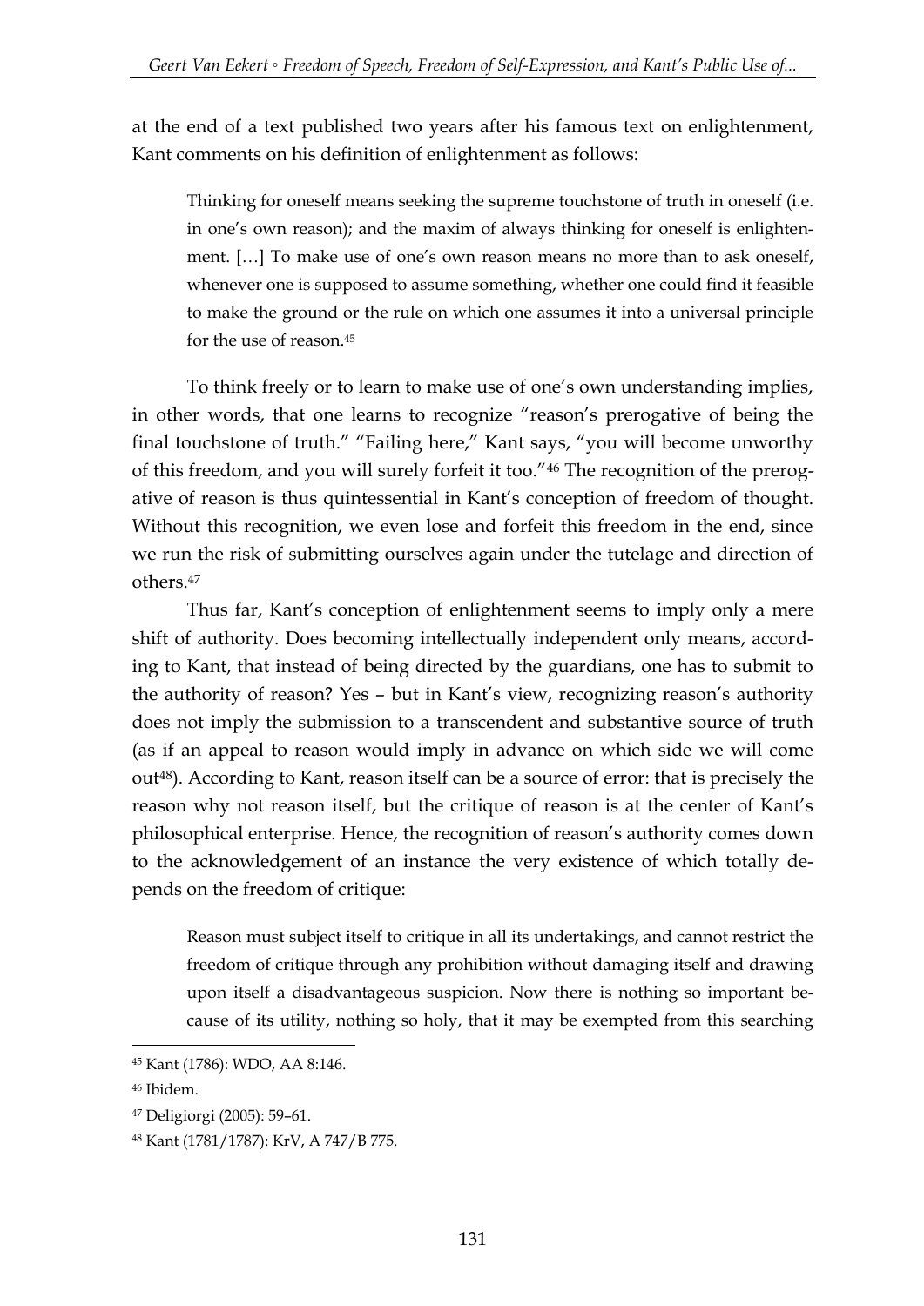at the end of a text published two years after his famous text on enlightenment, Kant comments on his definition of enlightenment as follows:

> Thinking for oneself means seeking the supreme touchstone of truth in oneself (i.e. in one's own reason); and the maxim of always thinking for oneself is enlightenment. […] To make use of one's own reason means no more than to ask oneself, whenever one is supposed to assume something, whether one could find it feasible to make the ground or the rule on which one assumes it into a universal principle for the use of reason.[45]

To think freely or to learn to make use of one's own understanding implies, in other words, that one learns to recognize "reason's prerogative of being the final touchstone of truth." "Failing here," Kant says, "you will become unworthy of this freedom, and you will surely forfeit it too."[46] The recognition of the prerogative of reason is thus quintessential in Kant's conception of freedom of thought. Without this recognition, we even lose and forfeit this freedom in the end, since we run the risk of submitting ourselves again under the tutelage and direction of others.[47]

Thus far, Kant's conception of enlightenment seems to imply only a mere shift of authority. Does becoming intellectually independent only means, according to Kant, that instead of being directed by the guardians, one has to submit to the authority of reason? Yes – but in Kant's view, recognizing reason's authority does not imply the submission to a transcendent and substantive source of truth (as if an appeal to reason would imply in advance on which side we will come out[48]). According to Kant, reason itself can be a source of error: that is precisely the reason why not reason itself, but the critique of reason is at the center of Kant's philosophical enterprise. Hence, the recognition of reason's authority comes down to the acknowledgement of an instance the very existence of which totally depends on the freedom of critique:

> Reason must subject itself to critique in all its undertakings, and cannot restrict the freedom of critique through any prohibition without damaging itself and drawing upon itself a disadvantageous suspicion. Now there is nothing so important because of its utility, nothing so holy, that it may be exempted from this searching

---

[45] Kant (1786): WDO, AA 8:146.

[46] Ibidem.

[47] Deligiorgi (2005): 59–61.

[48] Kant (1781/1787): KrV, A 747/B 775.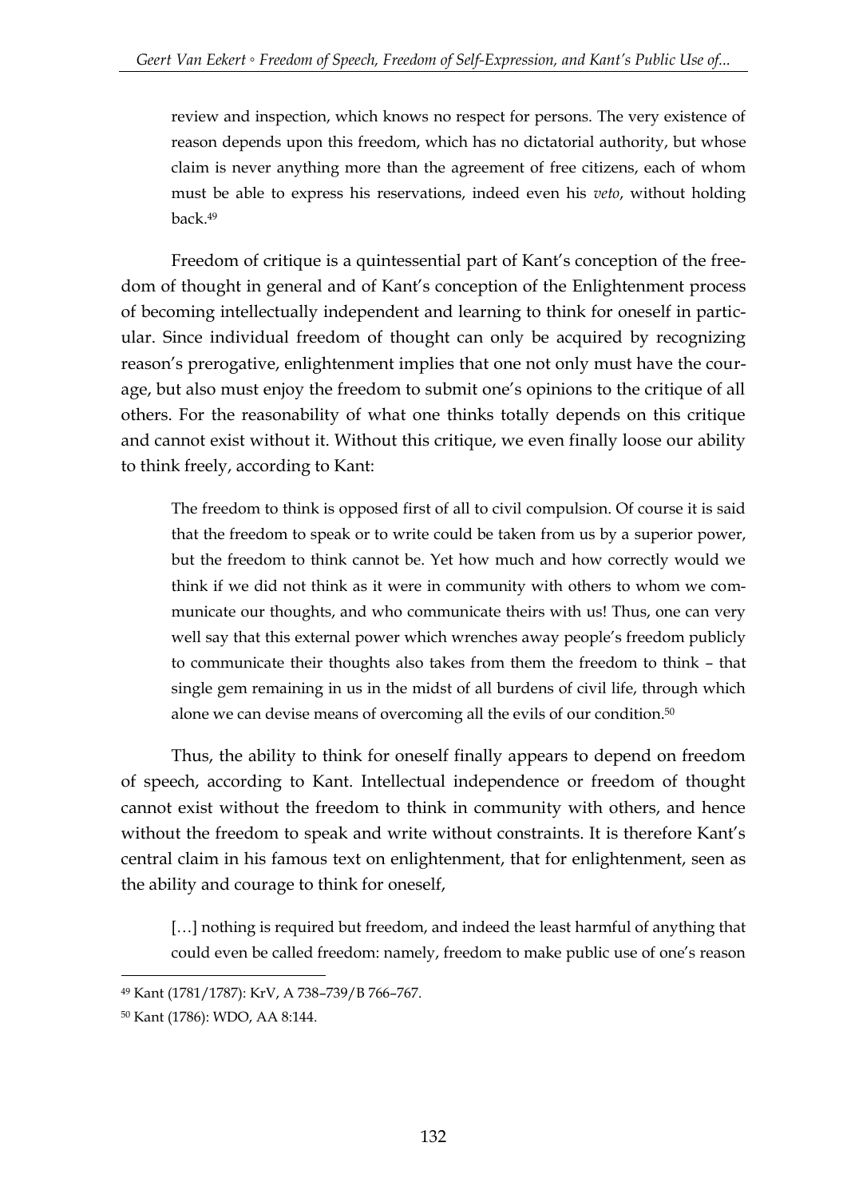> review and inspection, which knows no respect for persons. The very existence of reason depends upon this freedom, which has no dictatorial authority, but whose claim is never anything more than the agreement of free citizens, each of whom must be able to express his reservations, indeed even his *veto*, without holding back.[49]

Freedom of critique is a quintessential part of Kant's conception of the freedom of thought in general and of Kant's conception of the Enlightenment process of becoming intellectually independent and learning to think for oneself in particular. Since individual freedom of thought can only be acquired by recognizing reason's prerogative, enlightenment implies that one not only must have the courage, but also must enjoy the freedom to submit one's opinions to the critique of all others. For the reasonability of what one thinks totally depends on this critique and cannot exist without it. Without this critique, we even finally loose our ability to think freely, according to Kant:

> The freedom to think is opposed first of all to civil compulsion. Of course it is said that the freedom to speak or to write could be taken from us by a superior power, but the freedom to think cannot be. Yet how much and how correctly would we think if we did not think as it were in community with others to whom we communicate our thoughts, and who communicate theirs with us! Thus, one can very well say that this external power which wrenches away people's freedom publicly to communicate their thoughts also takes from them the freedom to think – that single gem remaining in us in the midst of all burdens of civil life, through which alone we can devise means of overcoming all the evils of our condition.[50]

Thus, the ability to think for oneself finally appears to depend on freedom of speech, according to Kant. Intellectual independence or freedom of thought cannot exist without the freedom to think in community with others, and hence without the freedom to speak and write without constraints. It is therefore Kant's central claim in his famous text on enlightenment, that for enlightenment, seen as the ability and courage to think for oneself,

> […] nothing is required but freedom, and indeed the least harmful of anything that could even be called freedom: namely, freedom to make public use of one's reason

---

[49] Kant (1781/1787): KrV, A 738–739/B 766–767.

[50] Kant (1786): WDO, AA 8:144.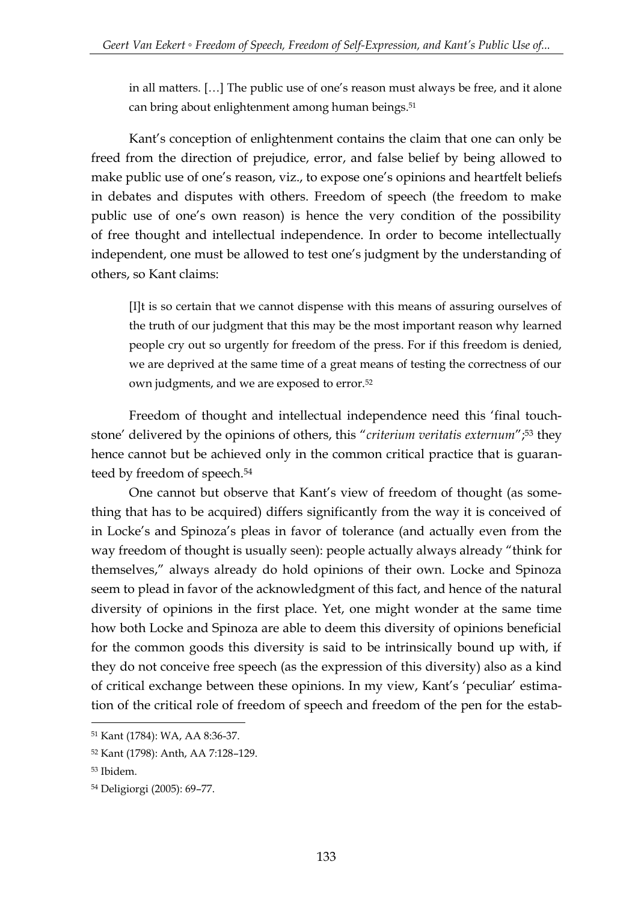in all matters. […] The public use of one's reason must always be free, and it alone can bring about enlightenment among human beings.[51]

Kant's conception of enlightenment contains the claim that one can only be freed from the direction of prejudice, error, and false belief by being allowed to make public use of one's reason, viz., to expose one's opinions and heartfelt beliefs in debates and disputes with others. Freedom of speech (the freedom to make public use of one's own reason) is hence the very condition of the possibility of free thought and intellectual independence. In order to become intellectually independent, one must be allowed to test one's judgment by the understanding of others, so Kant claims:

> [I]t is so certain that we cannot dispense with this means of assuring ourselves of the truth of our judgment that this may be the most important reason why learned people cry out so urgently for freedom of the press. For if this freedom is denied, we are deprived at the same time of a great means of testing the correctness of our own judgments, and we are exposed to error.[52]

Freedom of thought and intellectual independence need this 'final touchstone' delivered by the opinions of others, this "*criterium veritatis externum*";[53] they hence cannot but be achieved only in the common critical practice that is guaranteed by freedom of speech.[54]

One cannot but observe that Kant's view of freedom of thought (as something that has to be acquired) differs significantly from the way it is conceived of in Locke's and Spinoza's pleas in favor of tolerance (and actually even from the way freedom of thought is usually seen): people actually always already "think for themselves," always already do hold opinions of their own. Locke and Spinoza seem to plead in favor of the acknowledgment of this fact, and hence of the natural diversity of opinions in the first place. Yet, one might wonder at the same time how both Locke and Spinoza are able to deem this diversity of opinions beneficial for the common goods this diversity is said to be intrinsically bound up with, if they do not conceive free speech (as the expression of this diversity) also as a kind of critical exchange between these opinions. In my view, Kant's 'peculiar' estimation of the critical role of freedom of speech and freedom of the pen for the estab-

---

[51] Kant (1784): WA, AA 8:36-37.

[52] Kant (1798): Anth, AA 7:128–129.

[53] Ibidem.

[54] Deligiorgi (2005): 69–77.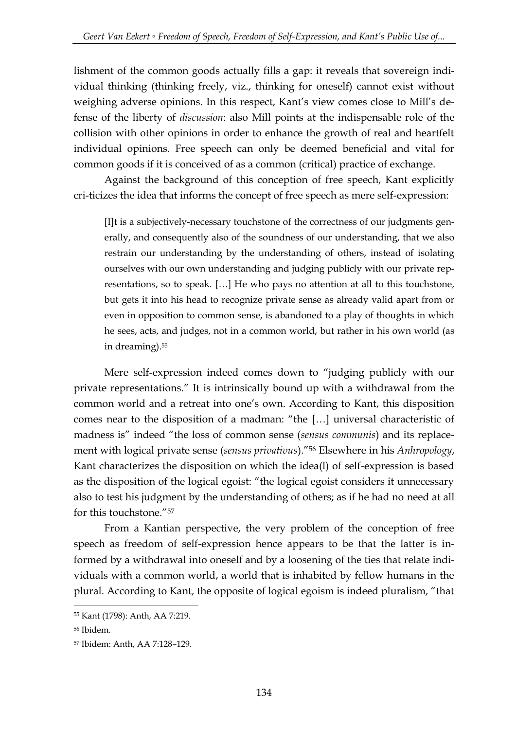lishment of the common goods actually fills a gap: it reveals that sovereign individual thinking (thinking freely, viz., thinking for oneself) cannot exist without weighing adverse opinions. In this respect, Kant's view comes close to Mill's defense of the liberty of *discussion*: also Mill points at the indispensable role of the collision with other opinions in order to enhance the growth of real and heartfelt individual opinions. Free speech can only be deemed beneficial and vital for common goods if it is conceived of as a common (critical) practice of exchange.

Against the background of this conception of free speech, Kant explicitly cri-ticizes the idea that informs the concept of free speech as mere self-expression:

> [I]t is a subjectively-necessary touchstone of the correctness of our judgments generally, and consequently also of the soundness of our understanding, that we also restrain our understanding by the understanding of others, instead of isolating ourselves with our own understanding and judging publicly with our private representations, so to speak. […] He who pays no attention at all to this touchstone, but gets it into his head to recognize private sense as already valid apart from or even in opposition to common sense, is abandoned to a play of thoughts in which he sees, acts, and judges, not in a common world, but rather in his own world (as in dreaming).[55]

Mere self-expression indeed comes down to "judging publicly with our private representations." It is intrinsically bound up with a withdrawal from the common world and a retreat into one's own. According to Kant, this disposition comes near to the disposition of a madman: "the […] universal characteristic of madness is" indeed "the loss of common sense (*sensus communis*) and its replacement with logical private sense (*sensus privativus*)."[56] Elsewhere in his *Anhropology*, Kant characterizes the disposition on which the idea(l) of self-expression is based as the disposition of the logical egoist: "the logical egoist considers it unnecessary also to test his judgment by the understanding of others; as if he had no need at all for this touchstone."[57]

From a Kantian perspective, the very problem of the conception of free speech as freedom of self-expression hence appears to be that the latter is informed by a withdrawal into oneself and by a loosening of the ties that relate individuals with a common world, a world that is inhabited by fellow humans in the plural. According to Kant, the opposite of logical egoism is indeed pluralism, "that

---

[55] Kant (1798): Anth, AA 7:219.

[56] Ibidem.

[57] Ibidem: Anth, AA 7:128–129.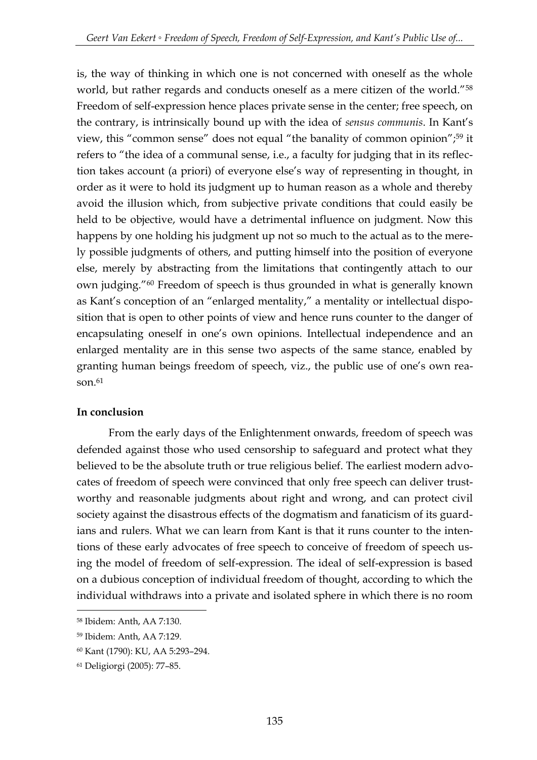is, the way of thinking in which one is not concerned with oneself as the whole world, but rather regards and conducts oneself as a mere citizen of the world."[58] Freedom of self-expression hence places private sense in the center; free speech, on the contrary, is intrinsically bound up with the idea of *sensus communis*. In Kant's view, this "common sense" does not equal "the banality of common opinion";[59] it refers to "the idea of a communal sense, i.e., a faculty for judging that in its reflection takes account (a priori) of everyone else's way of representing in thought, in order as it were to hold its judgment up to human reason as a whole and thereby avoid the illusion which, from subjective private conditions that could easily be held to be objective, would have a detrimental influence on judgment. Now this happens by one holding his judgment up not so much to the actual as to the merely possible judgments of others, and putting himself into the position of everyone else, merely by abstracting from the limitations that contingently attach to our own judging."[60] Freedom of speech is thus grounded in what is generally known as Kant's conception of an "enlarged mentality," a mentality or intellectual disposition that is open to other points of view and hence runs counter to the danger of encapsulating oneself in one's own opinions. Intellectual independence and an enlarged mentality are in this sense two aspects of the same stance, enabled by granting human beings freedom of speech, viz., the public use of one's own reason.[61]

**In conclusion**

From the early days of the Enlightenment onwards, freedom of speech was defended against those who used censorship to safeguard and protect what they believed to be the absolute truth or true religious belief. The earliest modern advocates of freedom of speech were convinced that only free speech can deliver trustworthy and reasonable judgments about right and wrong, and can protect civil society against the disastrous effects of the dogmatism and fanaticism of its guardians and rulers. What we can learn from Kant is that it runs counter to the intentions of these early advocates of free speech to conceive of freedom of speech using the model of freedom of self-expression. The ideal of self-expression is based on a dubious conception of individual freedom of thought, according to which the individual withdraws into a private and isolated sphere in which there is no room

---

[58] Ibidem: Anth, AA 7:130.

[59] Ibidem: Anth, AA 7:129.

[60] Kant (1790): KU, AA 5:293–294.

[61] Deligiorgi (2005): 77–85.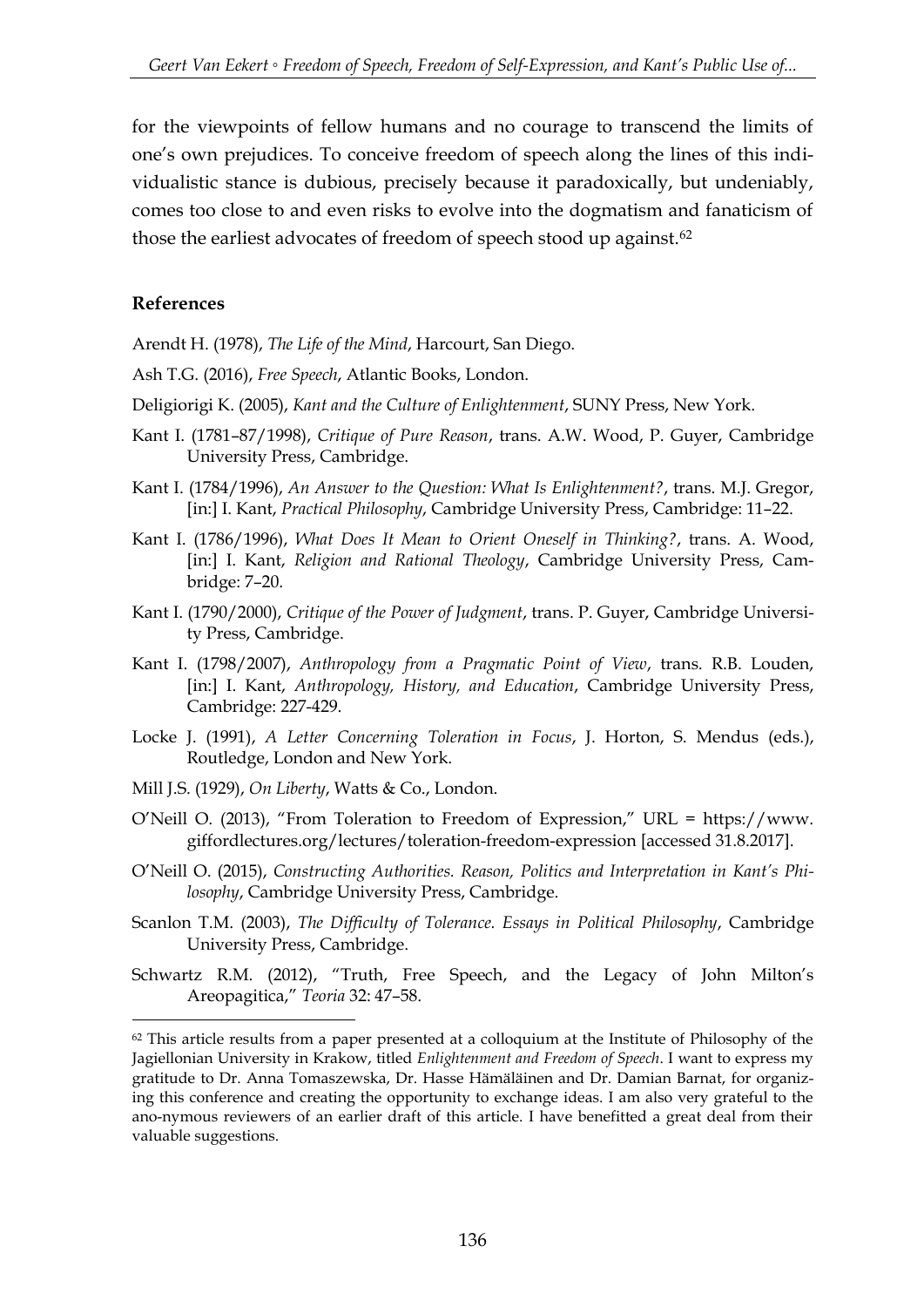for the viewpoints of fellow humans and no courage to transcend the limits of one's own prejudices. To conceive freedom of speech along the lines of this individualistic stance is dubious, precisely because it paradoxically, but undeniably, comes too close to and even risks to evolve into the dogmatism and fanaticism of those the earliest advocates of freedom of speech stood up against.[62]

**References**

Arendt H. (1978), *The Life of the Mind*, Harcourt, San Diego.

Ash T.G. (2016), *Free Speech*, Atlantic Books, London.

Deligiorigi K. (2005), *Kant and the Culture of Enlightenment*, SUNY Press, New York.

Kant I. (1781–87/1998), *Critique of Pure Reason*, trans. A.W. Wood, P. Guyer, Cambridge University Press, Cambridge.

Kant I. (1784/1996), *An Answer to the Question: What Is Enlightenment?*, trans. M.J. Gregor, [in:] I. Kant, *Practical Philosophy*, Cambridge University Press, Cambridge: 11–22.

Kant I. (1786/1996), *What Does It Mean to Orient Oneself in Thinking?*, trans. A. Wood, [in:] I. Kant, *Religion and Rational Theology*, Cambridge University Press, Cambridge: 7–20.

Kant I. (1790/2000), *Critique of the Power of Judgment*, trans. P. Guyer, Cambridge University Press, Cambridge.

Kant I. (1798/2007), *Anthropology from a Pragmatic Point of View*, trans. R.B. Louden, [in:] I. Kant, *Anthropology, History, and Education*, Cambridge University Press, Cambridge: 227-429.

Locke J. (1991), *A Letter Concerning Toleration in Focus*, J. Horton, S. Mendus (eds.), Routledge, London and New York.

Mill J.S. (1929), *On Liberty*, Watts & Co., London.

O'Neill O. (2013), "From Toleration to Freedom of Expression," URL = https://www.giffordlectures.org/lectures/toleration-freedom-expression [accessed 31.8.2017].

O'Neill O. (2015), *Constructing Authorities. Reason, Politics and Interpretation in Kant's Philosophy*, Cambridge University Press, Cambridge.

Scanlon T.M. (2003), *The Difficulty of Tolerance. Essays in Political Philosophy*, Cambridge University Press, Cambridge.

Schwartz R.M. (2012), "Truth, Free Speech, and the Legacy of John Milton's Areopagitica," *Teoria* 32: 47–58.

---

[62] This article results from a paper presented at a colloquium at the Institute of Philosophy of the Jagiellonian University in Krakow, titled *Enlightenment and Freedom of Speech*. I want to express my gratitude to Dr. Anna Tomaszewska, Dr. Hasse Hämäläinen and Dr. Damian Barnat, for organizing this conference and creating the opportunity to exchange ideas. I am also very grateful to the ano-nymous reviewers of an earlier draft of this article. I have benefitted a great deal from their valuable suggestions.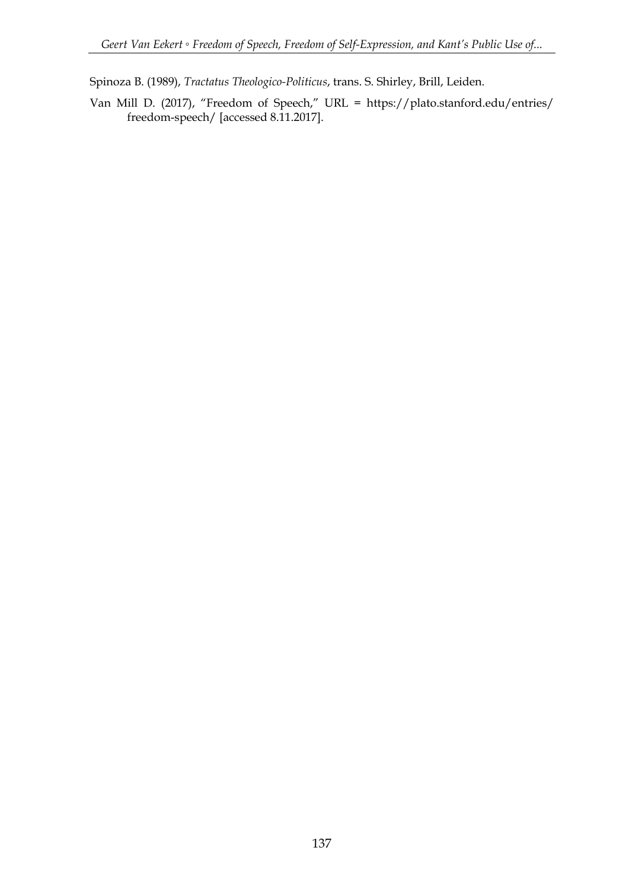Spinoza B. (1989), *Tractatus Theologico-Politicus*, trans. S. Shirley, Brill, Leiden.

Van Mill D. (2017), "Freedom of Speech," URL = https://plato.stanford.edu/entries/freedom-speech/ [accessed 8.11.2017].